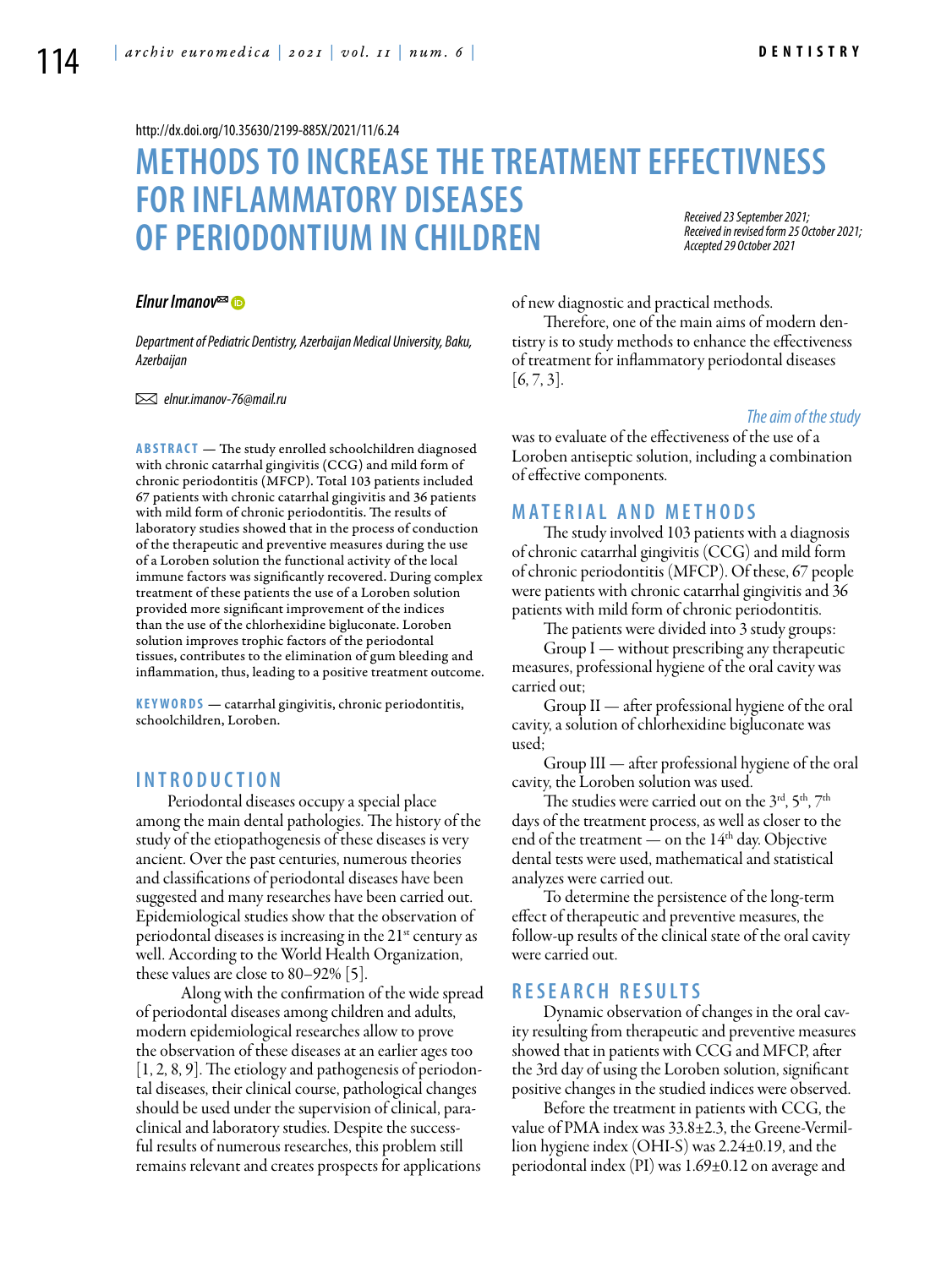http://dx.doi.org/10.35630/2199-885X/2021/11/6.24

# METHODS TO INCREASE THE TREATMENT EFFECTIVNESS FOR INFLAMMATORY DISEASES OF PERIODONTIUM IN CHILDREN

*Received 23 September 2021; Received in revised form 25 October 2021; Accepted 29 October 2021*

***Elnur Imanov***

*Department of Pediatric Dentistry, Azerbaijan Medical University, Baku, Azerbaijan*

*elnur.imanov-76@mail.ru*

**ABSTRACT** — The study enrolled schoolchildren diagnosed with chronic catarrhal gingivitis (CCG) and mild form of chronic periodontitis (MFCP). Total 103 patients included 67 patients with chronic catarrhal gingivitis and 36 patients with mild form of chronic periodontitis. The results of laboratory studies showed that in the process of conduction of the therapeutic and preventive measures during the use of a Loroben solution the functional activity of the local immune factors was significantly recovered. During complex treatment of these patients the use of a Loroben solution provided more significant improvement of the indices than the use of the chlorhexidine bigluconate. Loroben solution improves trophic factors of the periodontal tissues, contributes to the elimination of gum bleeding and inflammation, thus, leading to a positive treatment outcome.

**KEYWORDS** — catarrhal gingivitis, chronic periodontitis, schoolchildren, Loroben.

## INTRODUCTION

Periodontal diseases occupy a special place among the main dental pathologies. The history of the study of the etiopathogenesis of these diseases is very ancient. Over the past centuries, numerous theories and classifications of periodontal diseases have been suggested and many researches have been carried out. Epidemiological studies show that the observation of periodontal diseases is increasing in the 21st century as well. According to the World Health Organization, these values are close to 80–92% [5].

Along with the confirmation of the wide spread of periodontal diseases among children and adults, modern epidemiological researches allow to prove the observation of these diseases at an earlier ages too [1, 2, 8, 9]. The etiology and pathogenesis of periodontal diseases, their clinical course, pathological changes should be used under the supervision of clinical, paraclinical and laboratory studies. Despite the successful results of numerous researches, this problem still remains relevant and creates prospects for applications of new diagnostic and practical methods.

Therefore, one of the main aims of modern dentistry is to study methods to enhance the effectiveness of treatment for inflammatory periodontal diseases [6, 7, 3].

*The aim of the study*

was to evaluate of the effectiveness of the use of a Loroben antiseptic solution, including a combination of effective components.

## MATERIAL AND METHODS

The study involved 103 patients with a diagnosis of chronic catarrhal gingivitis (CCG) and mild form of chronic periodontitis (MFCP). Of these, 67 people were patients with chronic catarrhal gingivitis and 36 patients with mild form of chronic periodontitis.

The patients were divided into 3 study groups:

Group I — without prescribing any therapeutic measures, professional hygiene of the oral cavity was carried out;

Group II — after professional hygiene of the oral cavity, a solution of chlorhexidine bigluconate was used;

Group III — after professional hygiene of the oral cavity, the Loroben solution was used.

The studies were carried out on the 3rd, 5th, 7th days of the treatment process, as well as closer to the end of the treatment — on the 14th day. Objective dental tests were used, mathematical and statistical analyzes were carried out.

To determine the persistence of the long-term effect of therapeutic and preventive measures, the follow-up results of the clinical state of the oral cavity were carried out.

## RESEARCH RESULTS

Dynamic observation of changes in the oral cavity resulting from therapeutic and preventive measures showed that in patients with CCG and MFCP, after the 3rd day of using the Loroben solution, significant positive changes in the studied indices were observed.

Before the treatment in patients with CCG, the value of PMA index was 33.8±2.3, the Greene-Vermillion hygiene index (OHI-S) was 2.24±0.19, and the periodontal index (PI) was 1.69±0.12 on average and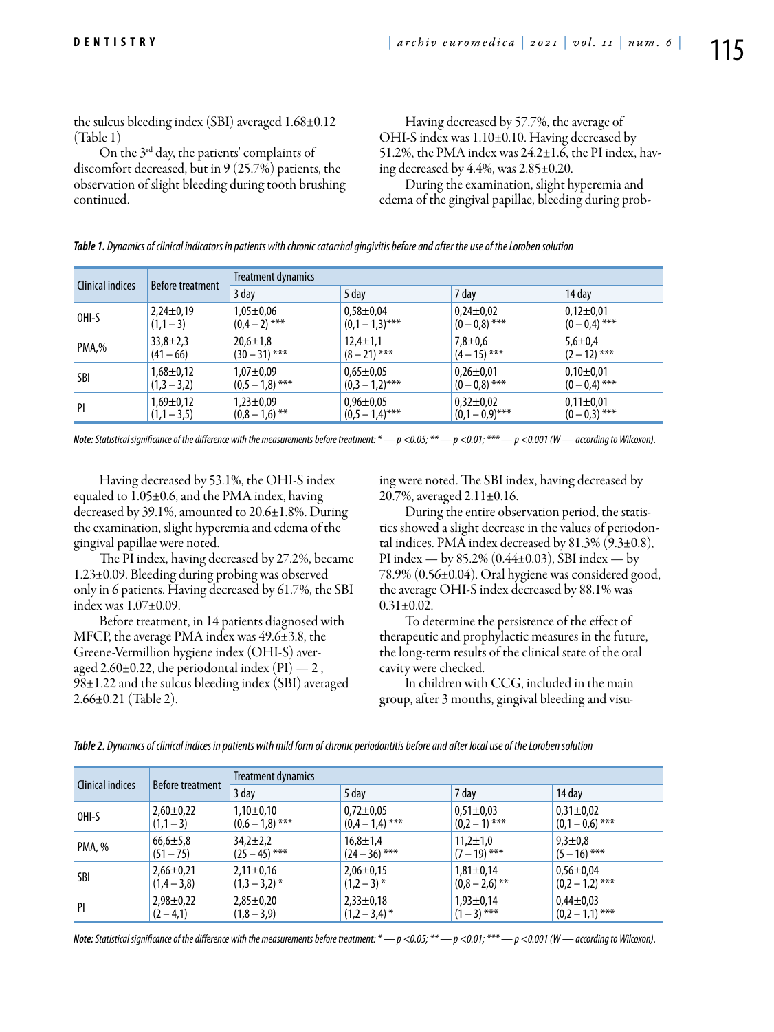the sulcus bleeding index (SBI) averaged 1.68±0.12 (Table 1)

On the 3rd day, the patients' complaints of discomfort decreased, but in 9 (25.7%) patients, the observation of slight bleeding during tooth brushing continued.

*Table 1. Dynamics of clinical indicators in patients with chronic catarrhal gingivitis before and after the use of the Loroben solution*

| Clinical indices | Before treatment | Treatment dynamics | | | |
|---|---|---|---|---|---|
| | | 3 day | 5 day | 7 day | 14 day |
| OHI-S | 2,24±0,19 (1,1 – 3) | 1,05±0,06 (0,4 – 2) *** | 0,58±0,04 (0,1 – 1,3)*** | 0,24±0,02 (0 – 0,8) *** | 0,12±0,01 (0 – 0,4) *** |
| PMA,% | 33,8±2,3 (41 – 66) | 20,6±1,8 (30 – 31) *** | 12,4±1,1 (8 – 21) *** | 7,8±0,6 (4 – 15) *** | 5,6±0,4 (2 – 12) *** |
| SBI | 1,68±0,12 (1,3 – 3,2) | 1,07±0,09 (0,5 – 1,8) *** | 0,65±0,05 (0,3 – 1,2)*** | 0,26±0,01 (0 – 0,8) *** | 0,10±0,01 (0 – 0,4) *** |
| PI | 1,69±0,12 (1,1 – 3,5) | 1,23±0,09 (0,8 – 1,6) ** | 0,96±0,05 (0,5 – 1,4)*** | 0,32±0,02 (0,1 – 0,9)*** | 0,11±0,01 (0 – 0,3) *** |

***Note:*** *Statistical significance of the difference with the measurements before treatment: * — p <0.05; ** — p <0.01; *** — p <0.001 (W — according to Wilcoxon).*

Having decreased by 53.1%, the OHI-S index equaled to 1.05±0.6, and the PMA index, having decreased by 39.1%, amounted to 20.6±1.8%. During the examination, slight hyperemia and edema of the gingival papillae were noted.

The PI index, having decreased by 27.2%, became 1.23±0.09. Bleeding during probing was observed only in 6 patients. Having decreased by 61.7%, the SBI index was 1.07±0.09.

Before treatment, in 14 patients diagnosed with MFCP, the average PMA index was 49.6±3.8, the Greene-Vermillion hygiene index (OHI-S) averaged 2.60±0.22, the periodontal index (PI) — 2 , 98±1.22 and the sulcus bleeding index (SBI) averaged 2.66±0.21 (Table 2).

Having decreased by 57.7%, the average of OHI-S index was 1.10±0.10. Having decreased by 51.2%, the PMA index was 24.2±1.6, the PI index, having decreased by 4.4%, was 2.85±0.20.

During the examination, slight hyperemia and edema of the gingival papillae, bleeding during probing were noted. The SBI index, having decreased by 20.7%, averaged 2.11±0.16.

During the entire observation period, the statistics showed a slight decrease in the values of periodontal indices. PMA index decreased by 81.3% (9.3±0.8), PI index — by 85.2% (0.44±0.03), SBI index — by 78.9% (0.56±0.04). Oral hygiene was considered good, the average OHI-S index decreased by 88.1% was 0.31±0.02.

To determine the persistence of the effect of therapeutic and prophylactic measures in the future, the long-term results of the clinical state of the oral cavity were checked.

In children with CCG, included in the main group, after 3 months, gingival bleeding and visu-

*Table 2. Dynamics of clinical indices in patients with mild form of chronic periodontitis before and after local use of the Loroben solution*

| Clinical indices | Before treatment | Treatment dynamics | | | |
|---|---|---|---|---|---|
| | | 3 day | 5 day | 7 day | 14 day |
| OHI-S | 2,60±0,22 (1,1 – 3) | 1,10±0,10 (0,6 – 1,8) *** | 0,72±0,05 (0,4 – 1,4) *** | 0,51±0,03 (0,2 – 1) *** | 0,31±0,02 (0,1 – 0,6) *** |
| PMA, % | 66,6±5,8 (51 – 75) | 34,2±2,2 (25 – 45) *** | 16,8±1,4 (24 – 36) *** | 11,2±1,0 (7 – 19) *** | 9,3±0,8 (5 – 16) *** |
| SBI | 2,66±0,21 (1,4 – 3,8) | 2,11±0,16 (1,3 – 3,2) * | 2,06±0,15 (1,2 – 3) * | 1,81±0,14 (0,8 – 2,6) ** | 0,56±0,04 (0,2 – 1,2) *** |
| PI | 2,98±0,22 (2 – 4,1) | 2,85±0,20 (1,8 – 3,9) | 2,33±0,18 (1,2 – 3,4) * | 1,93±0,14 (1 – 3) *** | 0,44±0,03 (0,2 – 1,1) *** |

***Note:*** *Statistical significance of the difference with the measurements before treatment: * — p <0.05; ** — p <0.01; *** — p <0.001 (W — according to Wilcoxon).*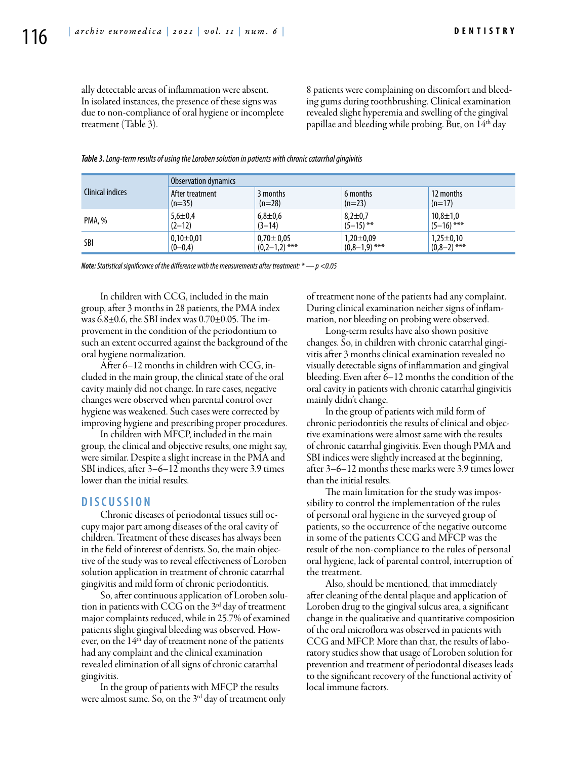ally detectable areas of inflammation were absent. In isolated instances, the presence of these signs was due to non-compliance of oral hygiene or incomplete treatment (Table 3).

*Table 3. Long-term results of using the Loroben solution in patients with chronic catarrhal gingivitis*

| Clinical indices | Observation dynamics | | | |
|---|---|---|---|---|
| | After treatment (n=35) | 3 months (n=28) | 6 months (n=23) | 12 months (n=17) |
| PMA, % | 5,6±0,4 (2–12) | 6,8±0,6 (3–14) | 8,2±0,7 (5–15) ** | 10,8±1,0 (5–16) *** |
| SBI | 0,10±0,01 (0–0,4) | 0,70± 0,05 (0,2–1,2) *** | 1,20±0,09 (0,8–1,9) *** | 1,25±0,10 (0,8–2) *** |

***Note:*** *Statistical significance of the difference with the measurements after treatment: * — p <0.05*

In children with CCG, included in the main group, after 3 months in 28 patients, the PMA index was 6.8±0.6, the SBI index was 0.70±0.05. The improvement in the condition of the periodontium to such an extent occurred against the background of the oral hygiene normalization.

After 6–12 months in children with CCG, included in the main group, the clinical state of the oral cavity mainly did not change. In rare cases, negative changes were observed when parental control over hygiene was weakened. Such cases were corrected by improving hygiene and prescribing proper procedures.

In children with MFCP, included in the main group, the clinical and objective results, one might say, were similar. Despite a slight increase in the PMA and SBI indices, after 3–6–12 months they were 3.9 times lower than the initial results.

## DISCUSSION

Chronic diseases of periodontal tissues still occupy major part among diseases of the oral cavity of children. Treatment of these diseases has always been in the field of interest of dentists. So, the main objective of the study was to reveal effectiveness of Loroben solution application in treatment of chronic catarrhal gingivitis and mild form of chronic periodontitis.

So, after continuous application of Loroben solution in patients with CCG on the 3rd day of treatment major complaints reduced, while in 25.7% of examined patients slight gingival bleeding was observed. However, on the 14th day of treatment none of the patients had any complaint and the clinical examination revealed elimination of all signs of chronic catarrhal gingivitis.

In the group of patients with MFCP the results were almost same. So, on the 3rd day of treatment only 8 patients were complaining on discomfort and bleeding gums during toothbrushing. Clinical examination revealed slight hyperemia and swelling of the gingival papillae and bleeding while probing. But, on 14th day of treatment none of the patients had any complaint. During clinical examination neither signs of inflammation, nor bleeding on probing were observed.

Long-term results have also shown positive changes. So, in children with chronic catarrhal gingivitis after 3 months clinical examination revealed no visually detectable signs of inflammation and gingival bleeding. Even after 6–12 months the condition of the oral cavity in patients with chronic catarrhal gingivitis mainly didn't change.

In the group of patients with mild form of chronic periodontitis the results of clinical and objective examinations were almost same with the results of chronic catarrhal gingivitis. Even though PMA and SBI indices were slightly increased at the beginning, after 3–6–12 months these marks were 3.9 times lower than the initial results.

The main limitation for the study was impossibility to control the implementation of the rules of personal oral hygiene in the surveyed group of patients, so the occurrence of the negative outcome in some of the patients CCG and MFCP was the result of the non-compliance to the rules of personal oral hygiene, lack of parental control, interruption of the treatment.

Also, should be mentioned, that immediately after cleaning of the dental plaque and application of Loroben drug to the gingival sulcus area, a significant change in the qualitative and quantitative composition of the oral microflora was observed in patients with CCG and MFCP. More than that, the results of laboratory studies show that usage of Loroben solution for prevention and treatment of periodontal diseases leads to the significant recovery of the functional activity of local immune factors.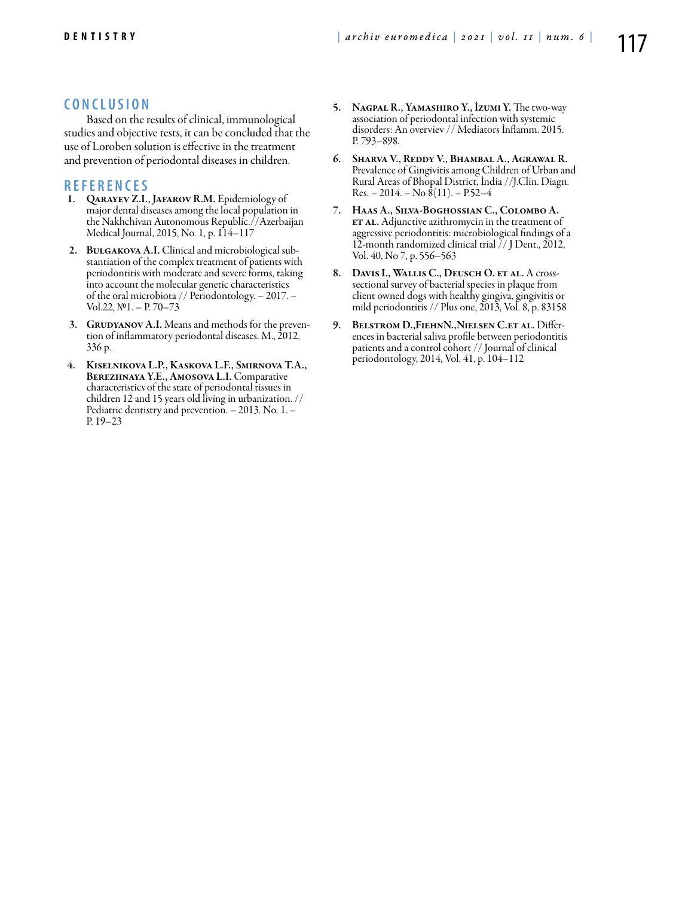## CONCLUSION

Based on the results of clinical, immunological studies and objective tests, it can be concluded that the use of Loroben solution is effective in the treatment and prevention of periodontal diseases in children.

## REFERENCES

1. **Qarayev Z.I., Jafarov R.M.** Epidemiology of major dental diseases among the local population in the Nakhchivan Autonomous Republic.//Azerbaijan Medical Journal, 2015, No. 1, p. 114–117
2. **Bulgakova A.I.** Clinical and microbiological substantiation of the complex treatment of patients with periodontitis with moderate and severe forms, taking into account the molecular genetic characteristics of the oral microbiota // Periodontology. – 2017. – Vol.22, №1. – P. 70–73
3. **Grudyanov A.I.** Means and methods for the prevention of inflammatory periodontal diseases. M., 2012, 336 p.
4. **Kiselnikova L.P., Kaskova L.F., Smirnova T.A., Berezhnaya Y.E., Amosova L.I.** Comparative characteristics of the state of periodontal tissues in children 12 and 15 years old living in urbanization. // Pediatric dentistry and prevention. – 2013. No. 1. – P. 19–23
5. **Nagpal R., Yamashiro Y., İzumi Y.** The two-way association of periodontal infection with systemic disorders: An overviev // Mediators İnflamm. 2015. P. 793–898.
6. **Sharva V., Reddy V., Bhambal A., Agrawal R.** Prevalence of Gingivitis among Children of Urban and Rural Areas of Bhopal District, İndia //J.Clin. Diagn. Res. – 2014. – No 8(11). – P.52–4
7. **Haas A., Silva-Boghossian C., Colombo A. et al.** Adjunctive azithromycin in the treatment of aggressive periodontitis: microbiological findings of a 12-month randomized clinical trial // J Dent., 2012, Vol. 40, No 7, p. 556–563
8. **Davis I., Wallis C., Deusch O. et al.** A cross-sectional survey of bacterial species in plaque from client owned dogs with healthy gingiva, gingivitis or mild periodontitis // Plus one, 2013, Vol. 8, p. 83158
9. **Belstrom D.,FiehnN.,Nielsen C.et al.** Differences in bacterial saliva profile between periodontitis patients and a control cohort // Journal of clinical periodontology, 2014, Vol. 41, p. 104–112